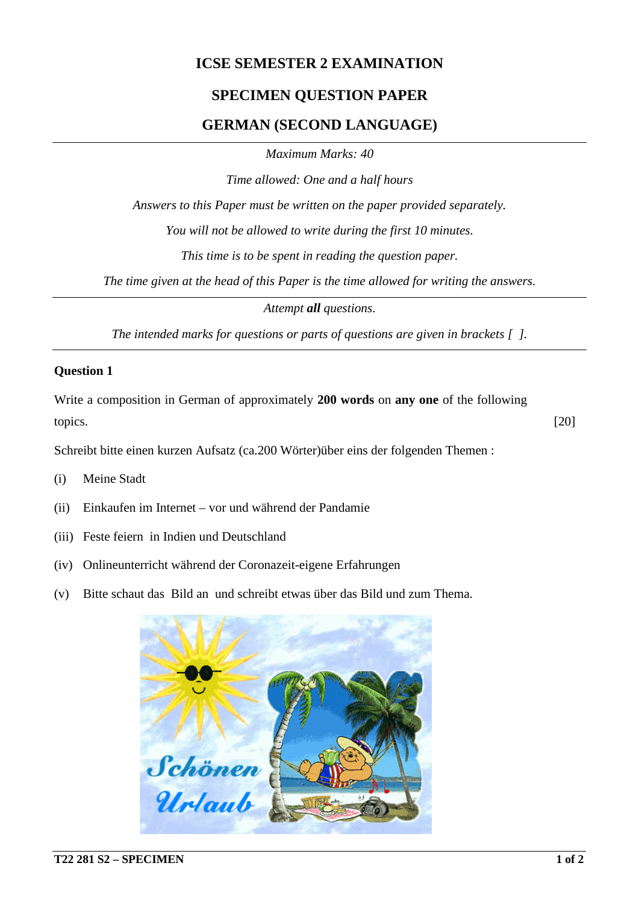# ICSE SEMESTER 2 EXAMINATION

## SPECIMEN QUESTION PAPER

## GERMAN (SECOND LANGUAGE)

*Maximum Marks: 40*

*Time allowed: One and a half hours*

*Answers to this Paper must be written on the paper provided separately.*

*You will not be allowed to write during the first 10 minutes.*

*This time is to be spent in reading the question paper.*

*The time given at the head of this Paper is the time allowed for writing the answers.*

---

*Attempt **all** questions.*

*The intended marks for questions or parts of questions are given in brackets [ ].*

---

**Question 1**

Write a composition in German of approximately **200 words** on **any one** of the following topics. [20]

Schreibt bitte einen kurzen Aufsatz (ca.200 Wörter)über eins der folgenden Themen :

(i) Meine Stadt

(ii) Einkaufen im Internet – vor und während der Pandamie

(iii) Feste feiern in Indien und Deutschland

(iv) Onlineunterricht während der Coronazeit-eigene Erfahrungen

(v) Bitte schaut das Bild an und schreibt etwas über das Bild und zum Thema.

Schönen Urlaub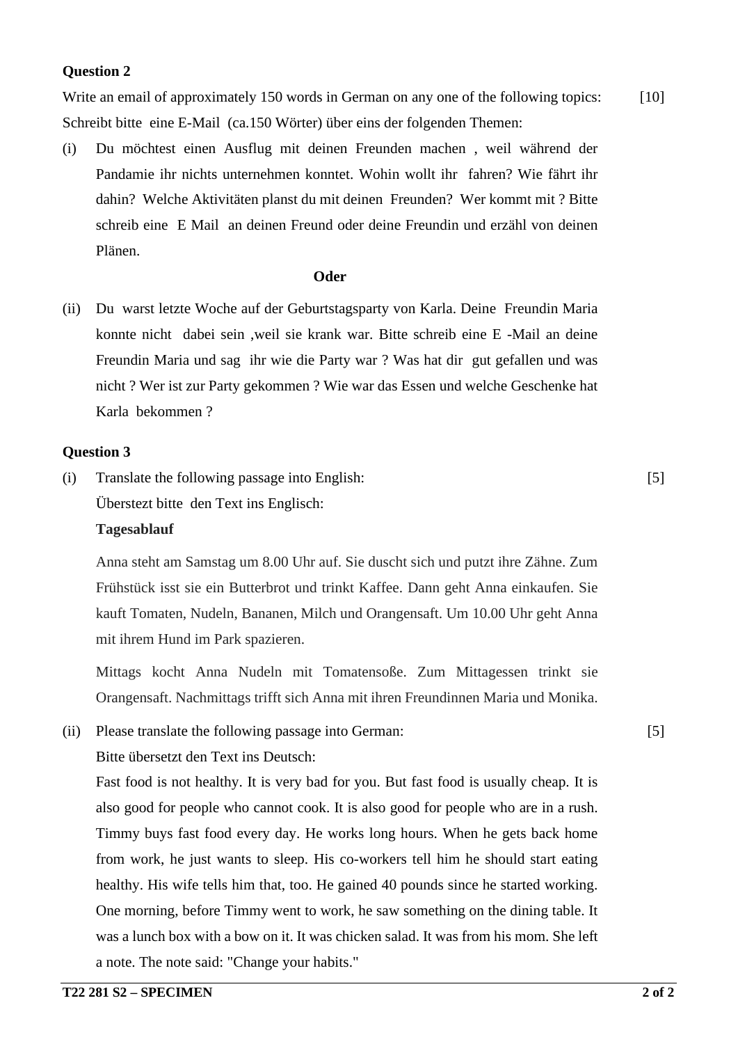**Question 2**

Write an email of approximately 150 words in German on any one of the following topics: [10]

Schreibt bitte eine E-Mail (ca.150 Wörter) über eins der folgenden Themen:

(i) Du möchtest einen Ausflug mit deinen Freunden machen , weil während der Pandamie ihr nichts unternehmen konntet. Wohin wollt ihr fahren? Wie fährt ihr dahin? Welche Aktivitäten planst du mit deinen Freunden? Wer kommt mit ? Bitte schreib eine E Mail an deinen Freund oder deine Freundin und erzähl von deinen Plänen.

**Oder**

(ii) Du warst letzte Woche auf der Geburtstagsparty von Karla. Deine Freundin Maria konnte nicht dabei sein ,weil sie krank war. Bitte schreib eine E -Mail an deine Freundin Maria und sag ihr wie die Party war ? Was hat dir gut gefallen und was nicht ? Wer ist zur Party gekommen ? Wie war das Essen und welche Geschenke hat Karla bekommen ?

**Question 3**

(i) Translate the following passage into English: [5]

Übersetzt bitte den Text ins Englisch:

**Tagesablauf**

Anna steht am Samstag um 8.00 Uhr auf. Sie duscht sich und putzt ihre Zähne. Zum Frühstück isst sie ein Butterbrot und trinkt Kaffee. Dann geht Anna einkaufen. Sie kauft Tomaten, Nudeln, Bananen, Milch und Orangensaft. Um 10.00 Uhr geht Anna mit ihrem Hund im Park spazieren.

Mittags kocht Anna Nudeln mit Tomatensoße. Zum Mittagessen trinkt sie Orangensaft. Nachmittags trifft sich Anna mit ihren Freundinnen Maria und Monika.

(ii) Please translate the following passage into German: [5]

Bitte übersetzt den Text ins Deutsch:

Fast food is not healthy. It is very bad for you. But fast food is usually cheap. It is also good for people who cannot cook. It is also good for people who are in a rush. Timmy buys fast food every day. He works long hours. When he gets back home from work, he just wants to sleep. His co-workers tell him he should start eating healthy. His wife tells him that, too. He gained 40 pounds since he started working. One morning, before Timmy went to work, he saw something on the dining table. It was a lunch box with a bow on it. It was chicken salad. It was from his mom. She left a note. The note said: "Change your habits."

**T22 281 S2 – SPECIMEN**